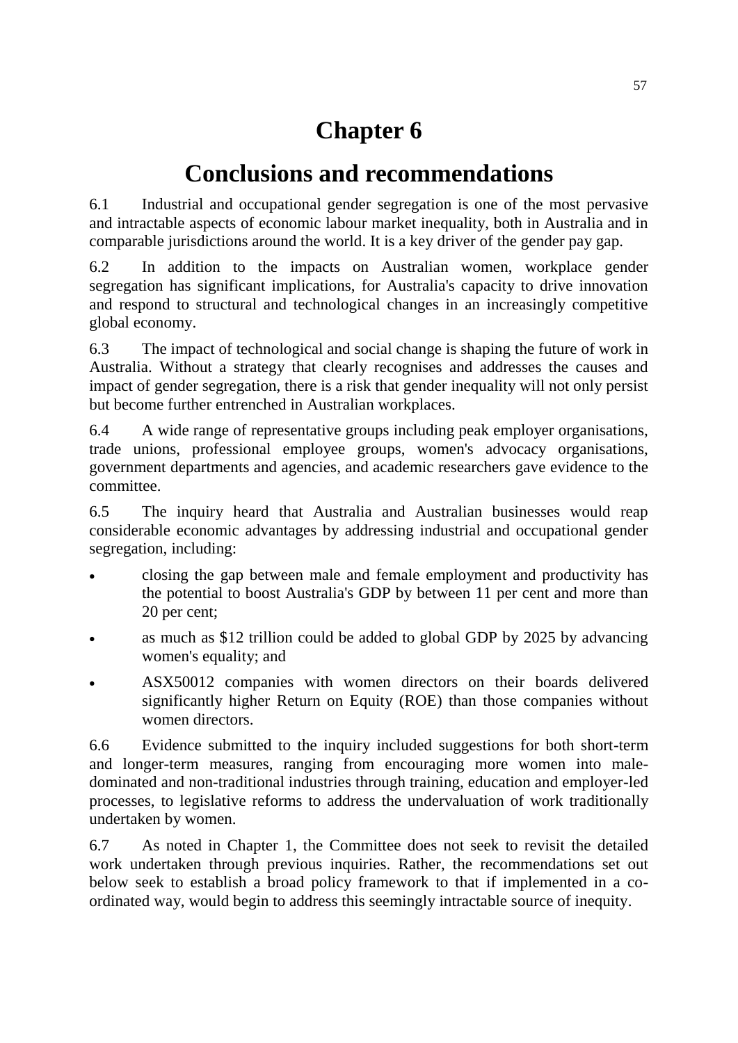# Chapter 6

# Conclusions and recommendations

6.1 Industrial and occupational gender segregation is one of the most pervasive and intractable aspects of economic labour market inequality, both in Australia and in comparable jurisdictions around the world. It is a key driver of the gender pay gap.

6.2 In addition to the impacts on Australian women, workplace gender segregation has significant implications, for Australia's capacity to drive innovation and respond to structural and technological changes in an increasingly competitive global economy.

6.3 The impact of technological and social change is shaping the future of work in Australia. Without a strategy that clearly recognises and addresses the causes and impact of gender segregation, there is a risk that gender inequality will not only persist but become further entrenched in Australian workplaces.

6.4 A wide range of representative groups including peak employer organisations, trade unions, professional employee groups, women's advocacy organisations, government departments and agencies, and academic researchers gave evidence to the committee.

6.5 The inquiry heard that Australia and Australian businesses would reap considerable economic advantages by addressing industrial and occupational gender segregation, including:

- closing the gap between male and female employment and productivity has the potential to boost Australia's GDP by between 11 per cent and more than 20 per cent;
- as much as $12 trillion could be added to global GDP by 2025 by advancing women's equality; and
- ASX50012 companies with women directors on their boards delivered significantly higher Return on Equity (ROE) than those companies without women directors.

6.6 Evidence submitted to the inquiry included suggestions for both short-term and longer-term measures, ranging from encouraging more women into male-dominated and non-traditional industries through training, education and employer-led processes, to legislative reforms to address the undervaluation of work traditionally undertaken by women.

6.7 As noted in Chapter 1, the Committee does not seek to revisit the detailed work undertaken through previous inquiries. Rather, the recommendations set out below seek to establish a broad policy framework to that if implemented in a co-ordinated way, would begin to address this seemingly intractable source of inequity.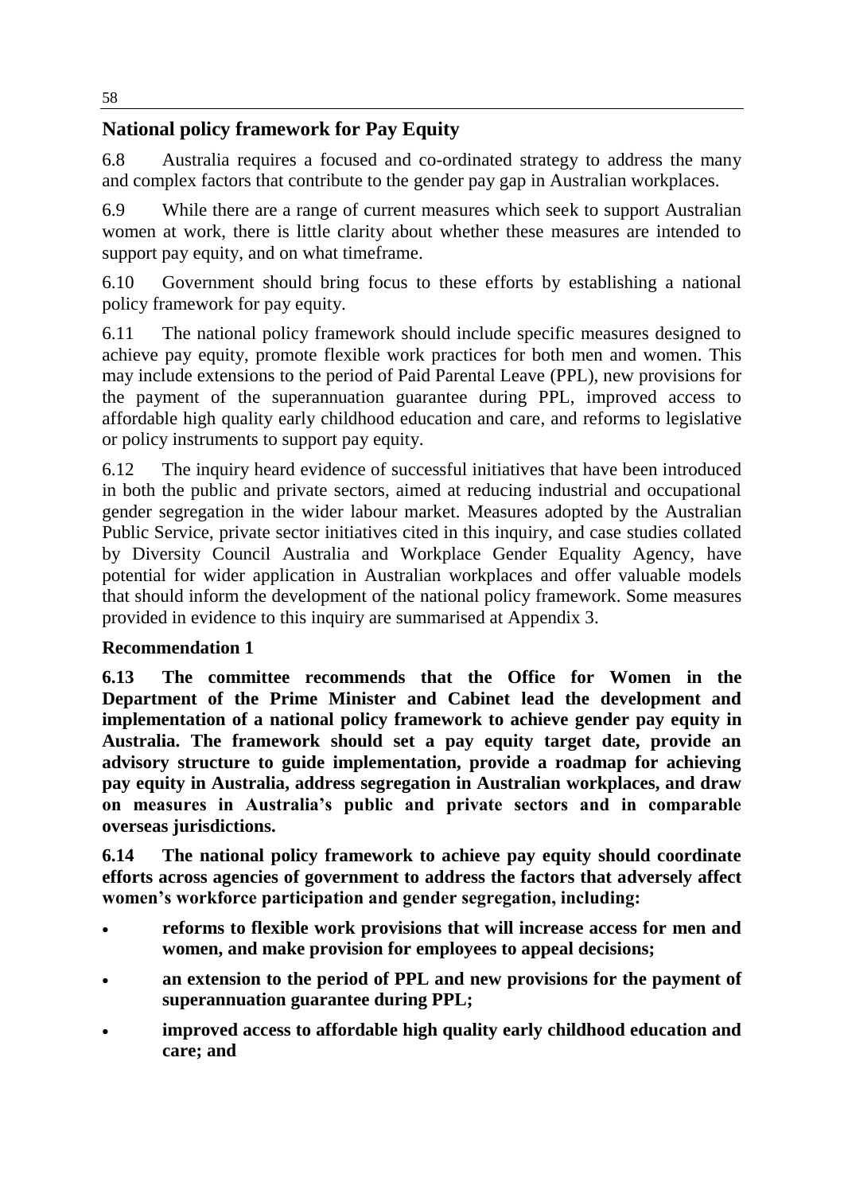## National policy framework for Pay Equity

6.8 Australia requires a focused and co-ordinated strategy to address the many and complex factors that contribute to the gender pay gap in Australian workplaces.

6.9 While there are a range of current measures which seek to support Australian women at work, there is little clarity about whether these measures are intended to support pay equity, and on what timeframe.

6.10 Government should bring focus to these efforts by establishing a national policy framework for pay equity.

6.11 The national policy framework should include specific measures designed to achieve pay equity, promote flexible work practices for both men and women. This may include extensions to the period of Paid Parental Leave (PPL), new provisions for the payment of the superannuation guarantee during PPL, improved access to affordable high quality early childhood education and care, and reforms to legislative or policy instruments to support pay equity.

6.12 The inquiry heard evidence of successful initiatives that have been introduced in both the public and private sectors, aimed at reducing industrial and occupational gender segregation in the wider labour market. Measures adopted by the Australian Public Service, private sector initiatives cited in this inquiry, and case studies collated by Diversity Council Australia and Workplace Gender Equality Agency, have potential for wider application in Australian workplaces and offer valuable models that should inform the development of the national policy framework. Some measures provided in evidence to this inquiry are summarised at Appendix 3.

### Recommendation 1

**6.13 The committee recommends that the Office for Women in the Department of the Prime Minister and Cabinet lead the development and implementation of a national policy framework to achieve gender pay equity in Australia. The framework should set a pay equity target date, provide an advisory structure to guide implementation, provide a roadmap for achieving pay equity in Australia, address segregation in Australian workplaces, and draw on measures in Australia's public and private sectors and in comparable overseas jurisdictions.**

**6.14 The national policy framework to achieve pay equity should coordinate efforts across agencies of government to address the factors that adversely affect women's workforce participation and gender segregation, including:**

- **reforms to flexible work provisions that will increase access for men and women, and make provision for employees to appeal decisions;**
- **an extension to the period of PPL and new provisions for the payment of superannuation guarantee during PPL;**
- **improved access to affordable high quality early childhood education and care; and**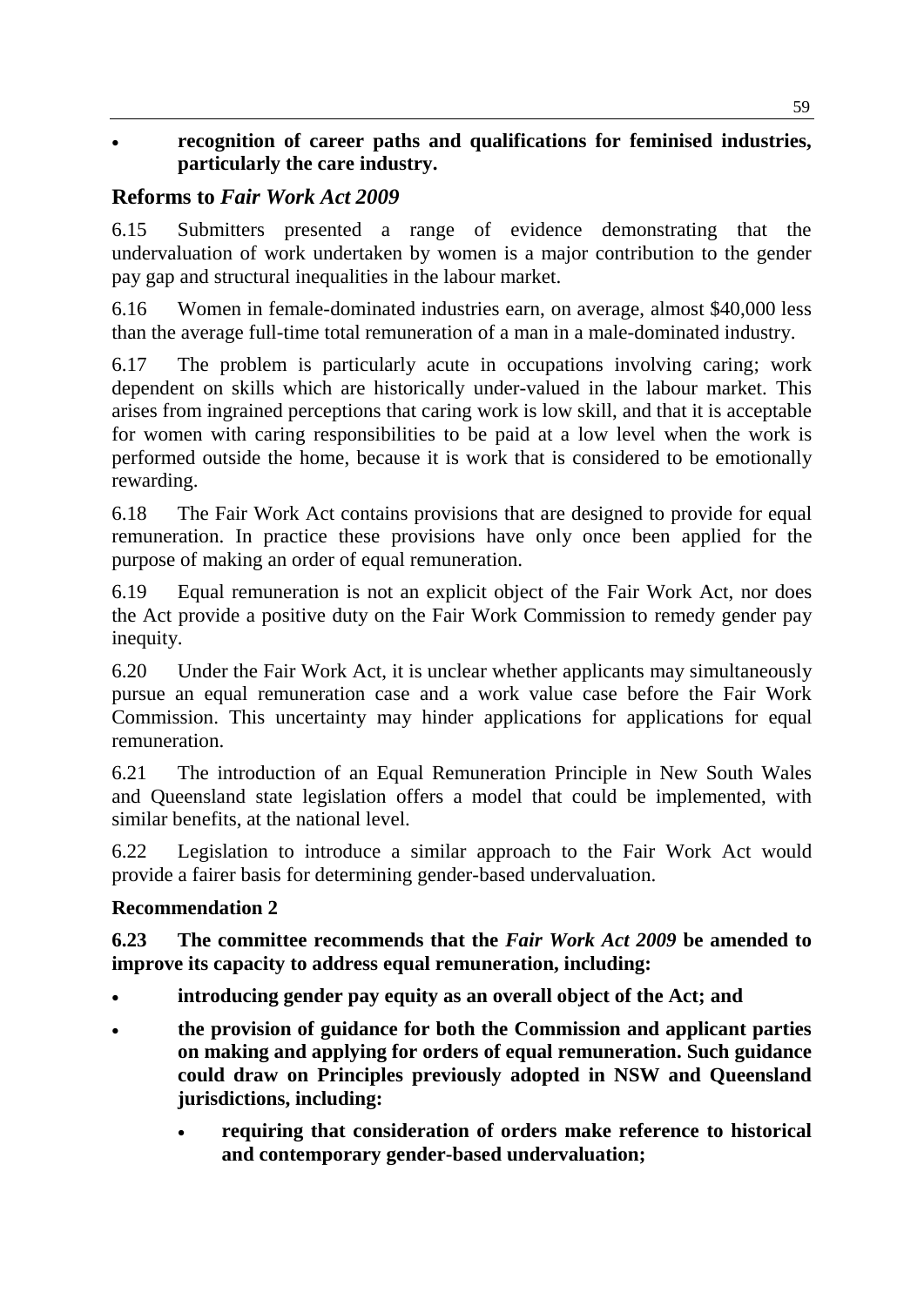- **recognition of career paths and qualifications for feminised industries, particularly the care industry.**

## Reforms to *Fair Work Act 2009*

6.15 Submitters presented a range of evidence demonstrating that the undervaluation of work undertaken by women is a major contribution to the gender pay gap and structural inequalities in the labour market.

6.16 Women in female-dominated industries earn, on average, almost $40,000 less than the average full-time total remuneration of a man in a male-dominated industry.

6.17 The problem is particularly acute in occupations involving caring; work dependent on skills which are historically under-valued in the labour market. This arises from ingrained perceptions that caring work is low skill, and that it is acceptable for women with caring responsibilities to be paid at a low level when the work is performed outside the home, because it is work that is considered to be emotionally rewarding.

6.18 The Fair Work Act contains provisions that are designed to provide for equal remuneration. In practice these provisions have only once been applied for the purpose of making an order of equal remuneration.

6.19 Equal remuneration is not an explicit object of the Fair Work Act, nor does the Act provide a positive duty on the Fair Work Commission to remedy gender pay inequity.

6.20 Under the Fair Work Act, it is unclear whether applicants may simultaneously pursue an equal remuneration case and a work value case before the Fair Work Commission. This uncertainty may hinder applications for applications for equal remuneration.

6.21 The introduction of an Equal Remuneration Principle in New South Wales and Queensland state legislation offers a model that could be implemented, with similar benefits, at the national level.

6.22 Legislation to introduce a similar approach to the Fair Work Act would provide a fairer basis for determining gender-based undervaluation.

### Recommendation 2

**6.23 The committee recommends that the *Fair Work Act 2009* be amended to improve its capacity to address equal remuneration, including:**

- **introducing gender pay equity as an overall object of the Act; and**
- **the provision of guidance for both the Commission and applicant parties on making and applying for orders of equal remuneration. Such guidance could draw on Principles previously adopted in NSW and Queensland jurisdictions, including:**
  - **requiring that consideration of orders make reference to historical and contemporary gender-based undervaluation;**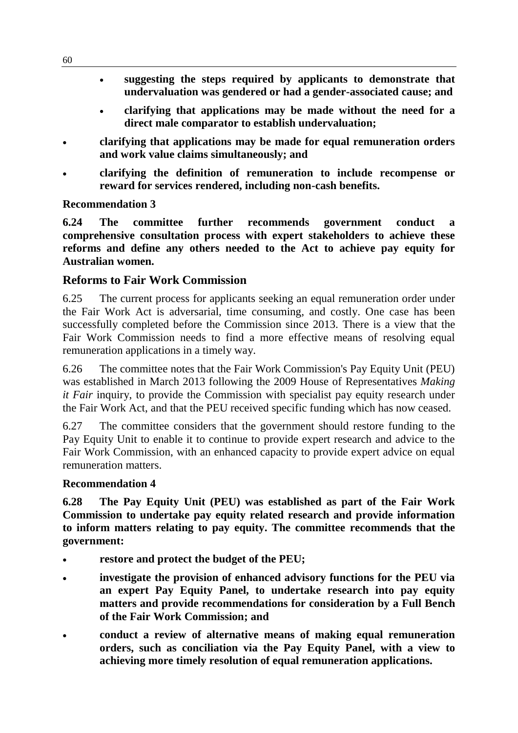- **suggesting the steps required by applicants to demonstrate that undervaluation was gendered or had a gender-associated cause; and**
- **clarifying that applications may be made without the need for a direct male comparator to establish undervaluation;**

- **clarifying that applications may be made for equal remuneration orders and work value claims simultaneously; and**
- **clarifying the definition of remuneration to include recompense or reward for services rendered, including non-cash benefits.**

**Recommendation 3**

**6.24 The committee further recommends government conduct a comprehensive consultation process with expert stakeholders to achieve these reforms and define any others needed to the Act to achieve pay equity for Australian women.**

## Reforms to Fair Work Commission

6.25 The current process for applicants seeking an equal remuneration order under the Fair Work Act is adversarial, time consuming, and costly. One case has been successfully completed before the Commission since 2013. There is a view that the Fair Work Commission needs to find a more effective means of resolving equal remuneration applications in a timely way.

6.26 The committee notes that the Fair Work Commission's Pay Equity Unit (PEU) was established in March 2013 following the 2009 House of Representatives *Making it Fair* inquiry, to provide the Commission with specialist pay equity research under the Fair Work Act, and that the PEU received specific funding which has now ceased.

6.27 The committee considers that the government should restore funding to the Pay Equity Unit to enable it to continue to provide expert research and advice to the Fair Work Commission, with an enhanced capacity to provide expert advice on equal remuneration matters.

**Recommendation 4**

**6.28 The Pay Equity Unit (PEU) was established as part of the Fair Work Commission to undertake pay equity related research and provide information to inform matters relating to pay equity. The committee recommends that the government:**

- **restore and protect the budget of the PEU;**
- **investigate the provision of enhanced advisory functions for the PEU via an expert Pay Equity Panel, to undertake research into pay equity matters and provide recommendations for consideration by a Full Bench of the Fair Work Commission; and**
- **conduct a review of alternative means of making equal remuneration orders, such as conciliation via the Pay Equity Panel, with a view to achieving more timely resolution of equal remuneration applications.**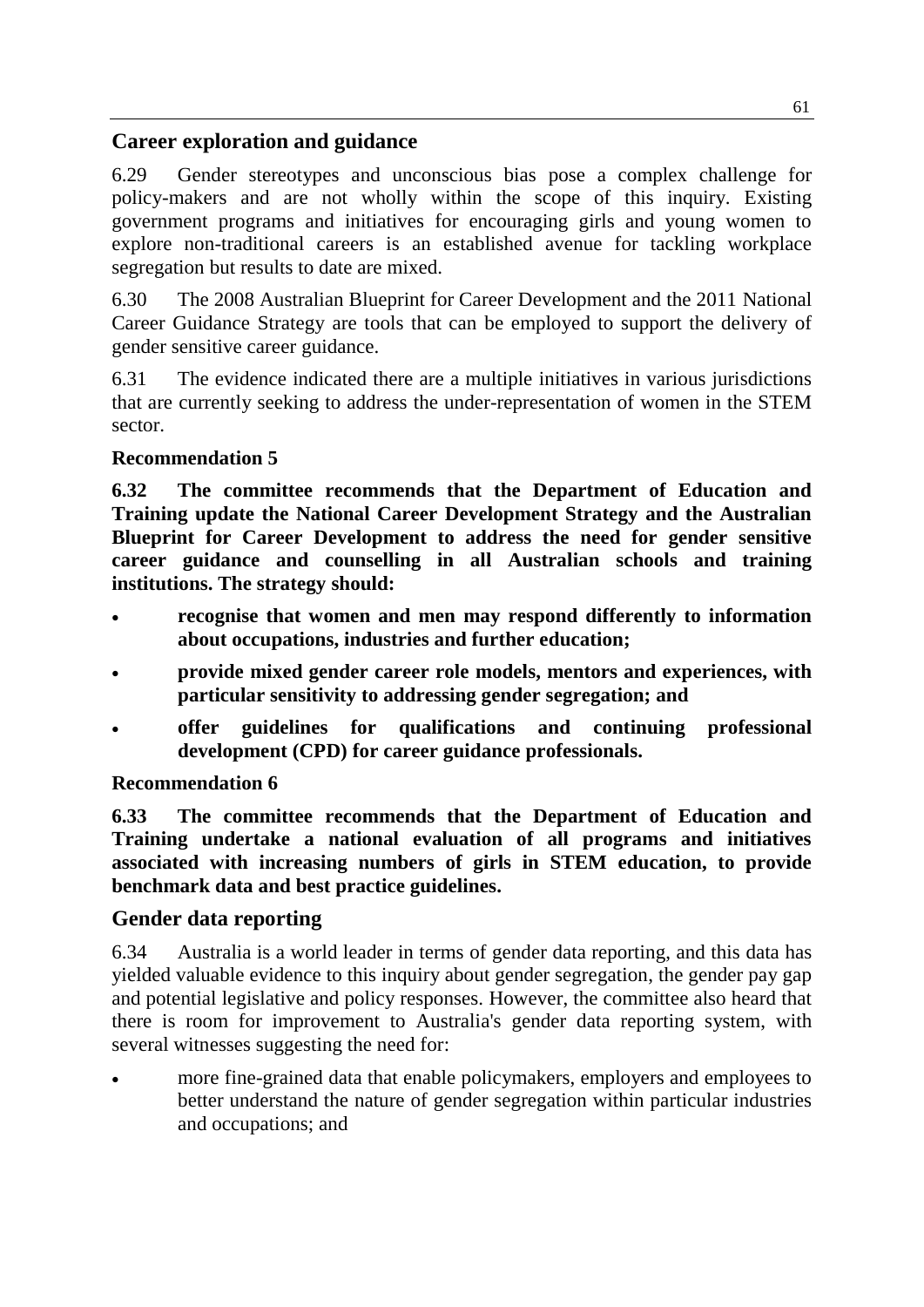## Career exploration and guidance

6.29 Gender stereotypes and unconscious bias pose a complex challenge for policy-makers and are not wholly within the scope of this inquiry. Existing government programs and initiatives for encouraging girls and young women to explore non-traditional careers is an established avenue for tackling workplace segregation but results to date are mixed.

6.30 The 2008 Australian Blueprint for Career Development and the 2011 National Career Guidance Strategy are tools that can be employed to support the delivery of gender sensitive career guidance.

6.31 The evidence indicated there are a multiple initiatives in various jurisdictions that are currently seeking to address the under-representation of women in the STEM sector.

**Recommendation 5**

**6.32 The committee recommends that the Department of Education and Training update the National Career Development Strategy and the Australian Blueprint for Career Development to address the need for gender sensitive career guidance and counselling in all Australian schools and training institutions. The strategy should:**

- **recognise that women and men may respond differently to information about occupations, industries and further education;**
- **provide mixed gender career role models, mentors and experiences, with particular sensitivity to addressing gender segregation; and**
- **offer guidelines for qualifications and continuing professional development (CPD) for career guidance professionals.**

**Recommendation 6**

**6.33 The committee recommends that the Department of Education and Training undertake a national evaluation of all programs and initiatives associated with increasing numbers of girls in STEM education, to provide benchmark data and best practice guidelines.**

## Gender data reporting

6.34 Australia is a world leader in terms of gender data reporting, and this data has yielded valuable evidence to this inquiry about gender segregation, the gender pay gap and potential legislative and policy responses. However, the committee also heard that there is room for improvement to Australia's gender data reporting system, with several witnesses suggesting the need for:

- more fine-grained data that enable policymakers, employers and employees to better understand the nature of gender segregation within particular industries and occupations; and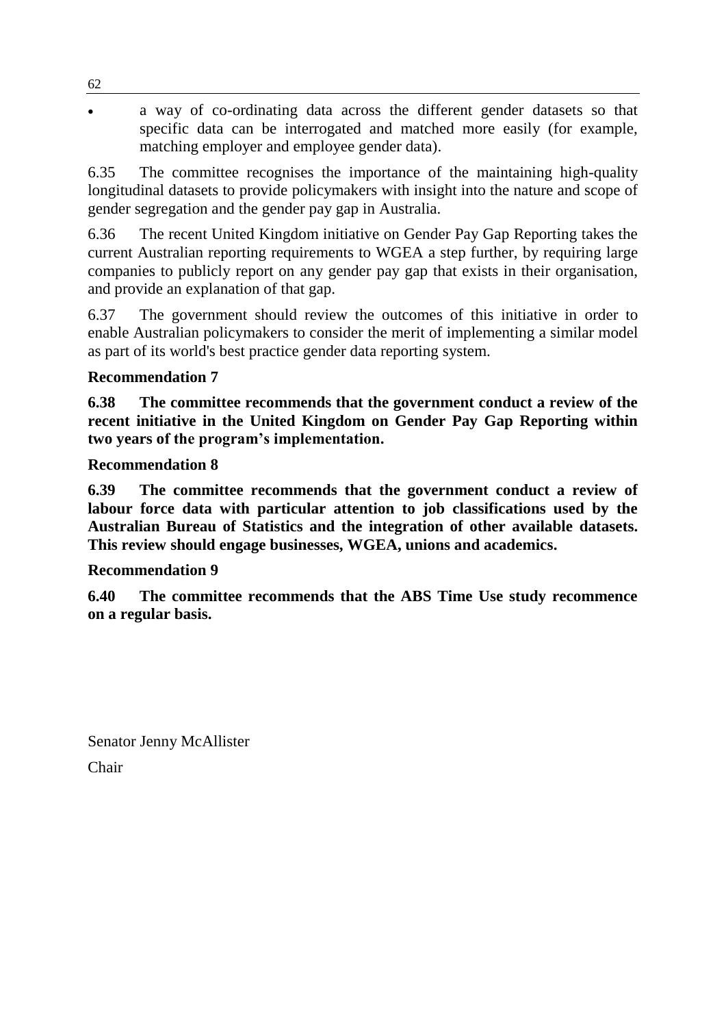- a way of co-ordinating data across the different gender datasets so that specific data can be interrogated and matched more easily (for example, matching employer and employee gender data).

6.35 The committee recognises the importance of the maintaining high-quality longitudinal datasets to provide policymakers with insight into the nature and scope of gender segregation and the gender pay gap in Australia.

6.36 The recent United Kingdom initiative on Gender Pay Gap Reporting takes the current Australian reporting requirements to WGEA a step further, by requiring large companies to publicly report on any gender pay gap that exists in their organisation, and provide an explanation of that gap.

6.37 The government should review the outcomes of this initiative in order to enable Australian policymakers to consider the merit of implementing a similar model as part of its world's best practice gender data reporting system.

**Recommendation 7**

**6.38 The committee recommends that the government conduct a review of the recent initiative in the United Kingdom on Gender Pay Gap Reporting within two years of the program's implementation.**

**Recommendation 8**

**6.39 The committee recommends that the government conduct a review of labour force data with particular attention to job classifications used by the Australian Bureau of Statistics and the integration of other available datasets. This review should engage businesses, WGEA, unions and academics.**

**Recommendation 9**

**6.40 The committee recommends that the ABS Time Use study recommence on a regular basis.**

Senator Jenny McAllister

Chair